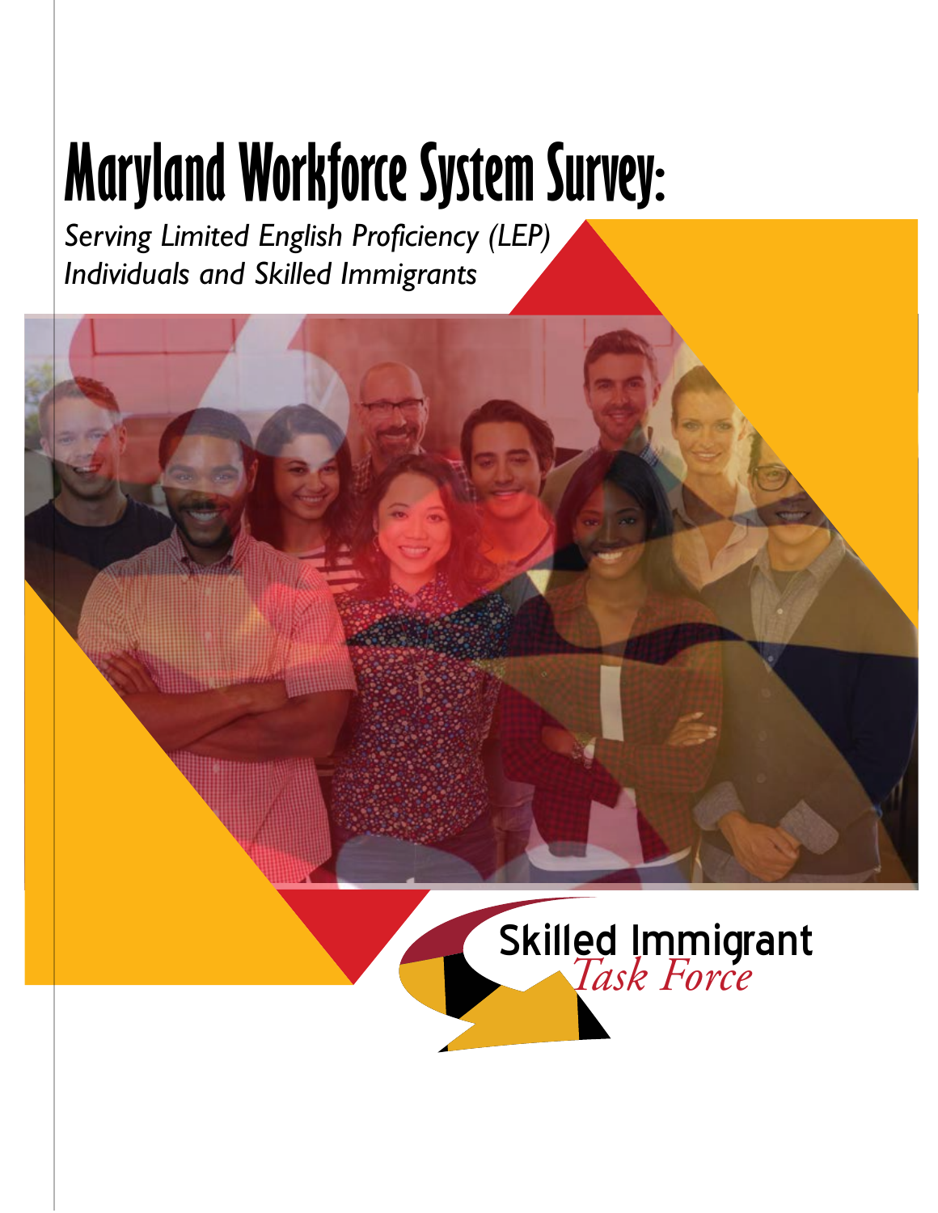# Maryland Workforce System Survey:

*Serving Limited English Proficiency (LEP) Individuals and Skilled Immigrants*

Skilled Immigrant
*Task Force*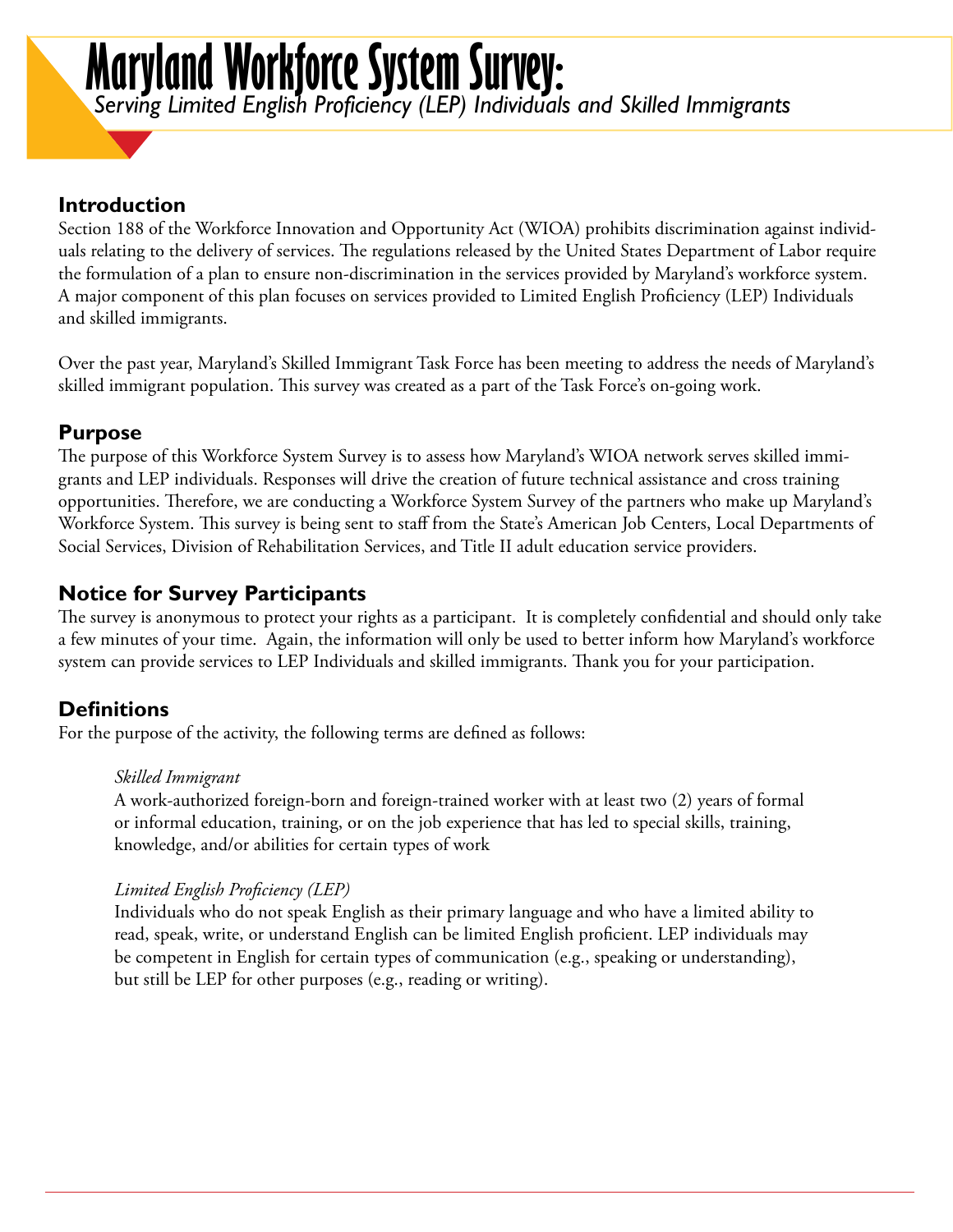# Maryland Workforce System Survey:

*Serving Limited English Proficiency (LEP) Individuals and Skilled Immigrants*

## Introduction

Section 188 of the Workforce Innovation and Opportunity Act (WIOA) prohibits discrimination against individuals relating to the delivery of services. The regulations released by the United States Department of Labor require the formulation of a plan to ensure non-discrimination in the services provided by Maryland's workforce system. A major component of this plan focuses on services provided to Limited English Proficiency (LEP) Individuals and skilled immigrants.

Over the past year, Maryland's Skilled Immigrant Task Force has been meeting to address the needs of Maryland's skilled immigrant population. This survey was created as a part of the Task Force's on-going work.

## Purpose

The purpose of this Workforce System Survey is to assess how Maryland's WIOA network serves skilled immigrants and LEP individuals. Responses will drive the creation of future technical assistance and cross training opportunities. Therefore, we are conducting a Workforce System Survey of the partners who make up Maryland's Workforce System. This survey is being sent to staff from the State's American Job Centers, Local Departments of Social Services, Division of Rehabilitation Services, and Title II adult education service providers.

## Notice for Survey Participants

The survey is anonymous to protect your rights as a participant. It is completely confidential and should only take a few minutes of your time. Again, the information will only be used to better inform how Maryland's workforce system can provide services to LEP Individuals and skilled immigrants. Thank you for your participation.

## Definitions

For the purpose of the activity, the following terms are defined as follows:

*Skilled Immigrant*

A work-authorized foreign-born and foreign-trained worker with at least two (2) years of formal or informal education, training, or on the job experience that has led to special skills, training, knowledge, and/or abilities for certain types of work

*Limited English Proficiency (LEP)*

Individuals who do not speak English as their primary language and who have a limited ability to read, speak, write, or understand English can be limited English proficient. LEP individuals may be competent in English for certain types of communication (e.g., speaking or understanding), but still be LEP for other purposes (e.g., reading or writing).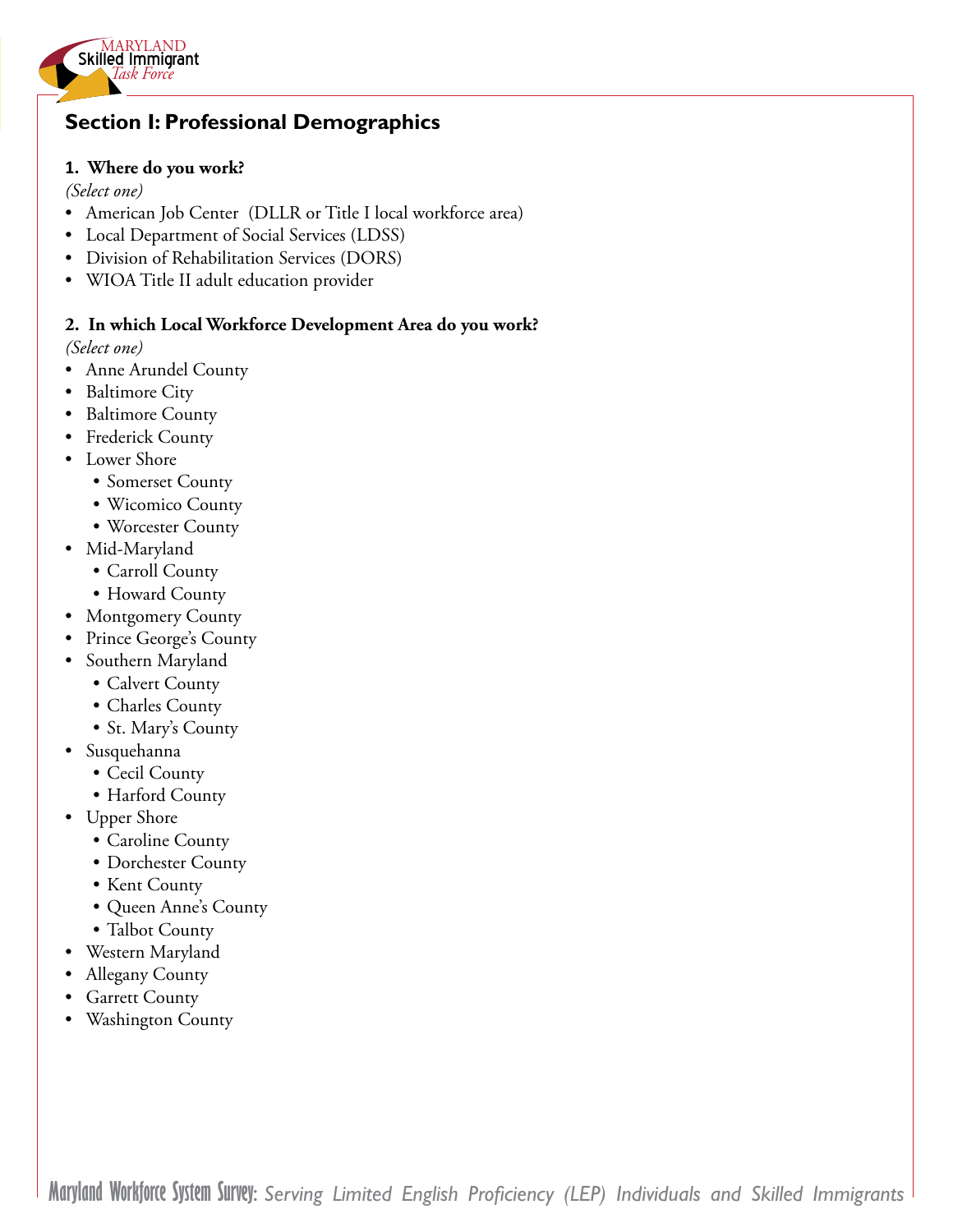## Section I: Professional Demographics

**1. Where do you work?**

*(Select one)*

- American Job Center (DLLR or Title I local workforce area)
- Local Department of Social Services (LDSS)
- Division of Rehabilitation Services (DORS)
- WIOA Title II adult education provider

**2. In which Local Workforce Development Area do you work?**

*(Select one)*

- Anne Arundel County
- Baltimore City
- Baltimore County
- Frederick County
- Lower Shore
    - Somerset County
    - Wicomico County
    - Worcester County
- Mid-Maryland
    - Carroll County
    - Howard County
- Montgomery County
- Prince George's County
- Southern Maryland
    - Calvert County
    - Charles County
    - St. Mary's County
- Susquehanna
    - Cecil County
    - Harford County
- Upper Shore
    - Caroline County
    - Dorchester County
    - Kent County
    - Queen Anne's County
    - Talbot County
- Western Maryland
- Allegany County
- Garrett County
- Washington County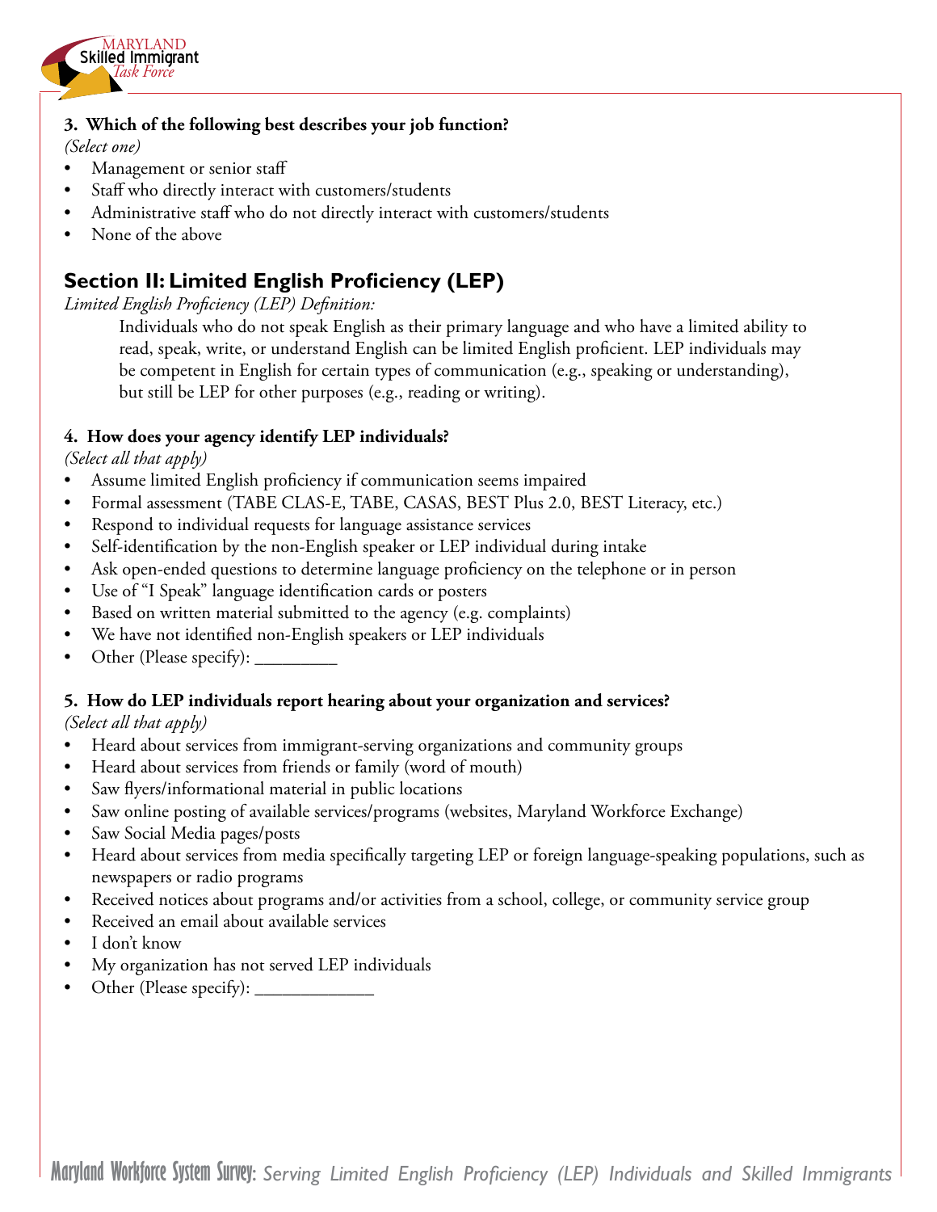**3. Which of the following best describes your job function?**

*(Select one)*

- Management or senior staff
- Staff who directly interact with customers/students
- Administrative staff who do not directly interact with customers/students
- None of the above

## Section II: Limited English Proficiency (LEP)

*Limited English Proficiency (LEP) Definition:*

> Individuals who do not speak English as their primary language and who have a limited ability to read, speak, write, or understand English can be limited English proficient. LEP individuals may be competent in English for certain types of communication (e.g., speaking or understanding), but still be LEP for other purposes (e.g., reading or writing).

**4. How does your agency identify LEP individuals?**

*(Select all that apply)*

- Assume limited English proficiency if communication seems impaired
- Formal assessment (TABE CLAS-E, TABE, CASAS, BEST Plus 2.0, BEST Literacy, etc.)
- Respond to individual requests for language assistance services
- Self-identification by the non-English speaker or LEP individual during intake
- Ask open-ended questions to determine language proficiency on the telephone or in person
- Use of "I Speak" language identification cards or posters
- Based on written material submitted to the agency (e.g. complaints)
- We have not identified non-English speakers or LEP individuals
- Other (Please specify): _________

**5. How do LEP individuals report hearing about your organization and services?**

*(Select all that apply)*

- Heard about services from immigrant-serving organizations and community groups
- Heard about services from friends or family (word of mouth)
- Saw flyers/informational material in public locations
- Saw online posting of available services/programs (websites, Maryland Workforce Exchange)
- Saw Social Media pages/posts
- Heard about services from media specifically targeting LEP or foreign language-speaking populations, such as newspapers or radio programs
- Received notices about programs and/or activities from a school, college, or community service group
- Received an email about available services
- I don't know
- My organization has not served LEP individuals
- Other (Please specify): _____________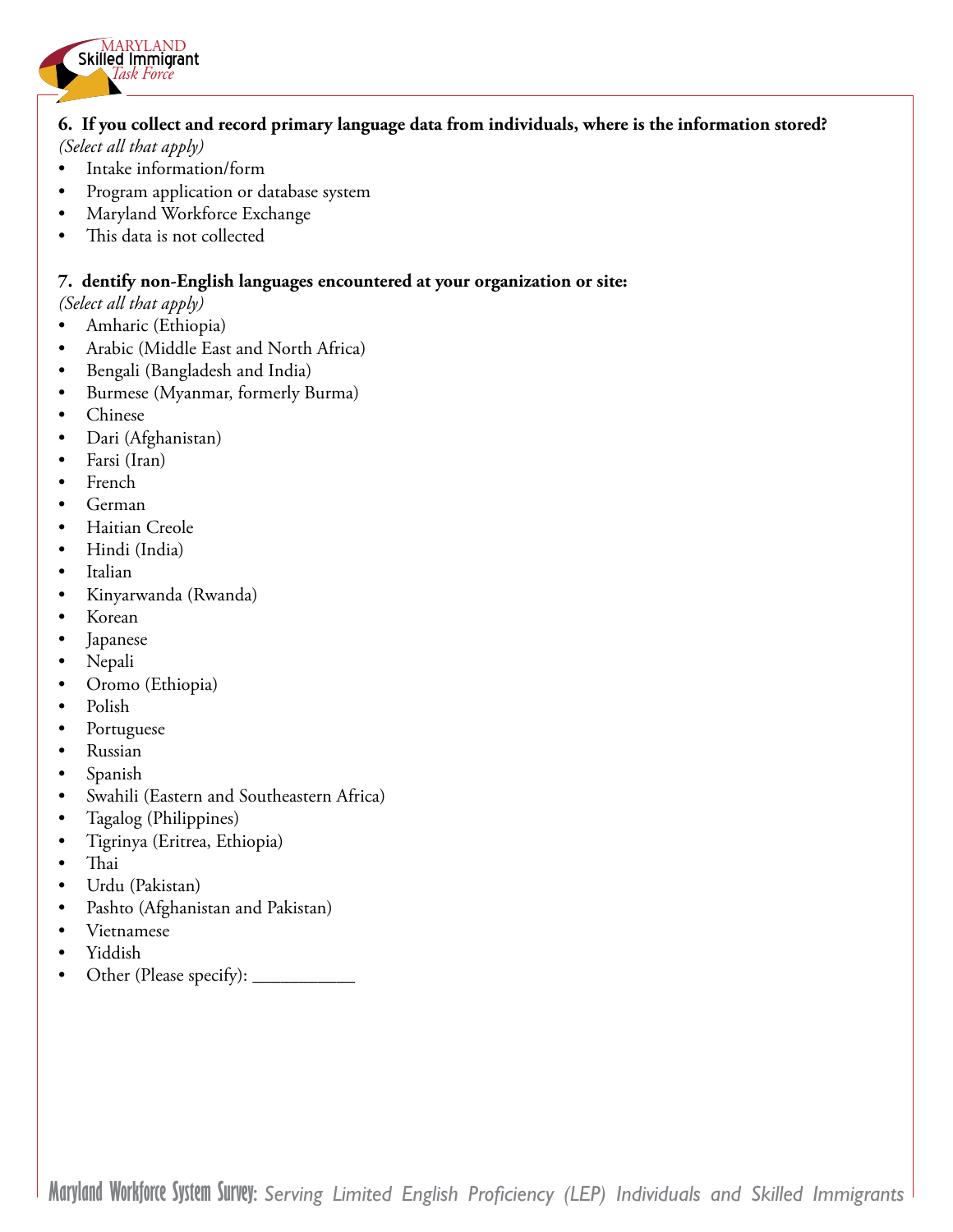**6. If you collect and record primary language data from individuals, where is the information stored?**
*(Select all that apply)*

- Intake information/form
- Program application or database system
- Maryland Workforce Exchange
- This data is not collected

**7. dentify non-English languages encountered at your organization or site:**
*(Select all that apply)*

- Amharic (Ethiopia)
- Arabic (Middle East and North Africa)
- Bengali (Bangladesh and India)
- Burmese (Myanmar, formerly Burma)
- Chinese
- Dari (Afghanistan)
- Farsi (Iran)
- French
- German
- Haitian Creole
- Hindi (India)
- Italian
- Kinyarwanda (Rwanda)
- Korean
- Japanese
- Nepali
- Oromo (Ethiopia)
- Polish
- Portuguese
- Russian
- Spanish
- Swahili (Eastern and Southeastern Africa)
- Tagalog (Philippines)
- Tigrinya (Eritrea, Ethiopia)
- Thai
- Urdu (Pakistan)
- Pashto (Afghanistan and Pakistan)
- Vietnamese
- Yiddish
- Other (Please specify): ___________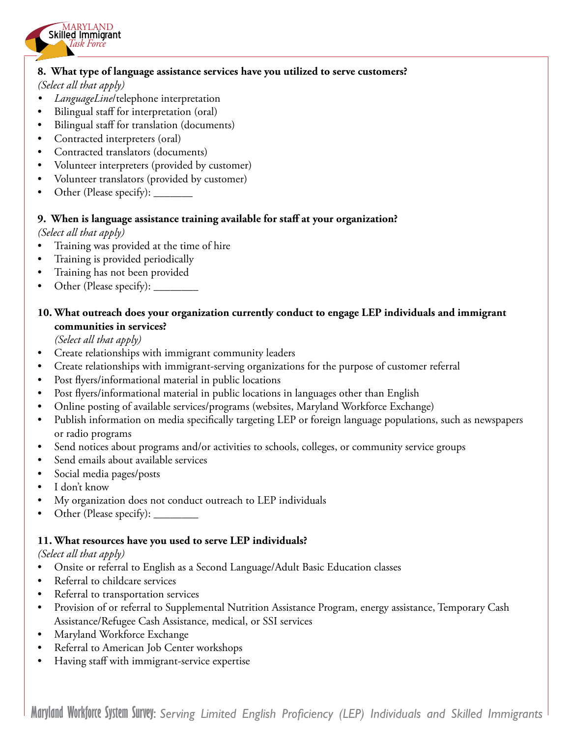**8. What type of language assistance services have you utilized to serve customers?**
*(Select all that apply)*

- *LanguageLine*/telephone interpretation
- Bilingual staff for interpretation (oral)
- Bilingual staff for translation (documents)
- Contracted interpreters (oral)
- Contracted translators (documents)
- Volunteer interpreters (provided by customer)
- Volunteer translators (provided by customer)
- Other (Please specify): _______

**9. When is language assistance training available for staff at your organization?**
*(Select all that apply)*

- Training was provided at the time of hire
- Training is provided periodically
- Training has not been provided
- Other (Please specify): ________

**10. What outreach does your organization currently conduct to engage LEP individuals and immigrant communities in services?**
*(Select all that apply)*

- Create relationships with immigrant community leaders
- Create relationships with immigrant-serving organizations for the purpose of customer referral
- Post flyers/informational material in public locations
- Post flyers/informational material in public locations in languages other than English
- Online posting of available services/programs (websites, Maryland Workforce Exchange)
- Publish information on media specifically targeting LEP or foreign language populations, such as newspapers or radio programs
- Send notices about programs and/or activities to schools, colleges, or community service groups
- Send emails about available services
- Social media pages/posts
- I don't know
- My organization does not conduct outreach to LEP individuals
- Other (Please specify): ________

**11. What resources have you used to serve LEP individuals?**
*(Select all that apply)*

- Onsite or referral to English as a Second Language/Adult Basic Education classes
- Referral to childcare services
- Referral to transportation services
- Provision of or referral to Supplemental Nutrition Assistance Program, energy assistance, Temporary Cash Assistance/Refugee Cash Assistance, medical, or SSI services
- Maryland Workforce Exchange
- Referral to American Job Center workshops
- Having staff with immigrant-service expertise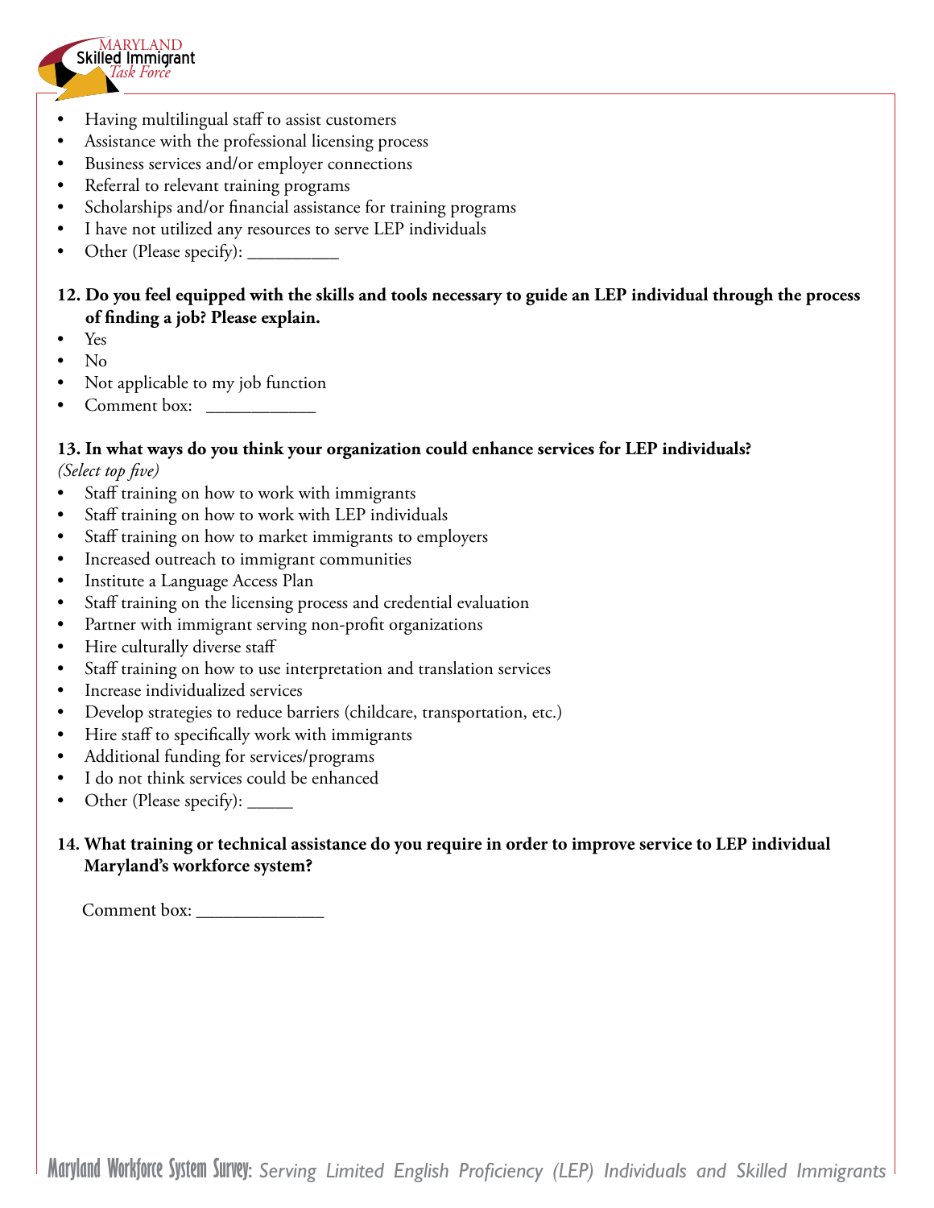- Having multilingual staff to assist customers
- Assistance with the professional licensing process
- Business services and/or employer connections
- Referral to relevant training programs
- Scholarships and/or financial assistance for training programs
- I have not utilized any resources to serve LEP individuals
- Other (Please specify): __________

**12. Do you feel equipped with the skills and tools necessary to guide an LEP individual through the process of finding a job? Please explain.**

- Yes
- No
- Not applicable to my job function
- Comment box: ____________

**13. In what ways do you think your organization could enhance services for LEP individuals?**
*(Select top five)*

- Staff training on how to work with immigrants
- Staff training on how to work with LEP individuals
- Staff training on how to market immigrants to employers
- Increased outreach to immigrant communities
- Institute a Language Access Plan
- Staff training on the licensing process and credential evaluation
- Partner with immigrant serving non-profit organizations
- Hire culturally diverse staff
- Staff training on how to use interpretation and translation services
- Increase individualized services
- Develop strategies to reduce barriers (childcare, transportation, etc.)
- Hire staff to specifically work with immigrants
- Additional funding for services/programs
- I do not think services could be enhanced
- Other (Please specify): _____

**14. What training or technical assistance do you require in order to improve service to LEP individual Maryland's workforce system?**

Comment box: ______________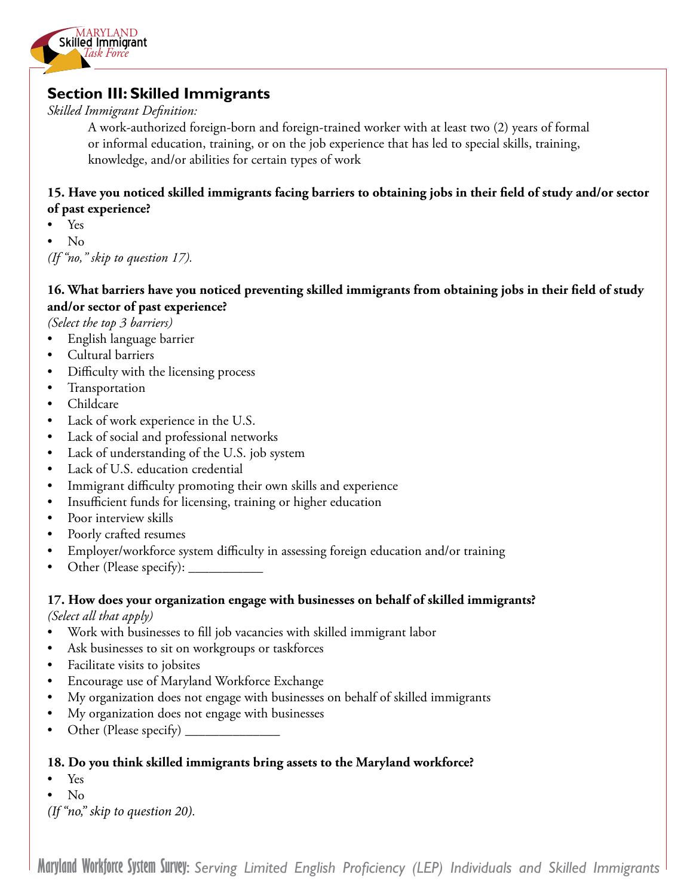## Section III: Skilled Immigrants

*Skilled Immigrant Definition:*

> A work-authorized foreign-born and foreign-trained worker with at least two (2) years of formal or informal education, training, or on the job experience that has led to special skills, training, knowledge, and/or abilities for certain types of work

**15. Have you noticed skilled immigrants facing barriers to obtaining jobs in their field of study and/or sector of past experience?**

- Yes
- No

*(If "no," skip to question 17).*

**16. What barriers have you noticed preventing skilled immigrants from obtaining jobs in their field of study and/or sector of past experience?**

*(Select the top 3 barriers)*

- English language barrier
- Cultural barriers
- Difficulty with the licensing process
- Transportation
- Childcare
- Lack of work experience in the U.S.
- Lack of social and professional networks
- Lack of understanding of the U.S. job system
- Lack of U.S. education credential
- Immigrant difficulty promoting their own skills and experience
- Insufficient funds for licensing, training or higher education
- Poor interview skills
- Poorly crafted resumes
- Employer/workforce system difficulty in assessing foreign education and/or training
- Other (Please specify): ___________

**17. How does your organization engage with businesses on behalf of skilled immigrants?**

*(Select all that apply)*

- Work with businesses to fill job vacancies with skilled immigrant labor
- Ask businesses to sit on workgroups or taskforces
- Facilitate visits to jobsites
- Encourage use of Maryland Workforce Exchange
- My organization does not engage with businesses on behalf of skilled immigrants
- My organization does not engage with businesses
- Other (Please specify) ______________

**18. Do you think skilled immigrants bring assets to the Maryland workforce?**

- Yes
- No

*(If "no," skip to question 20).*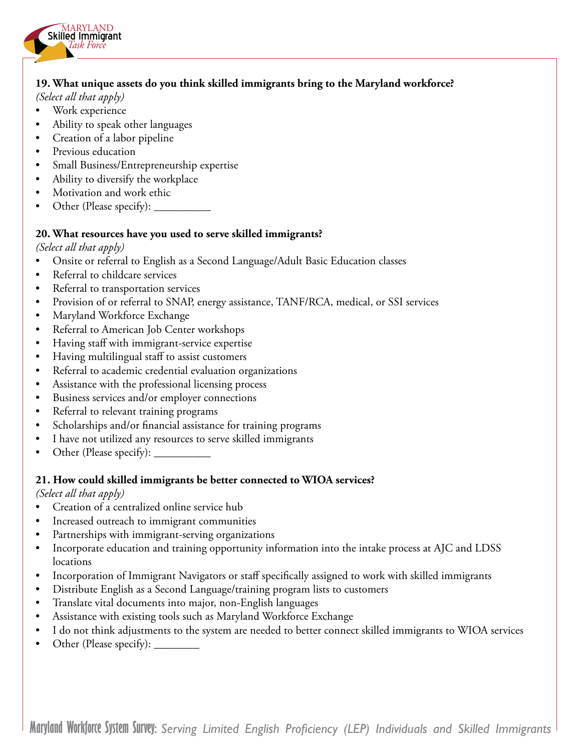**19. What unique assets do you think skilled immigrants bring to the Maryland workforce?**

*(Select all that apply)*

- Work experience
- Ability to speak other languages
- Creation of a labor pipeline
- Previous education
- Small Business/Entrepreneurship expertise
- Ability to diversify the workplace
- Motivation and work ethic
- Other (Please specify): __________

**20. What resources have you used to serve skilled immigrants?**

*(Select all that apply)*

- Onsite or referral to English as a Second Language/Adult Basic Education classes
- Referral to childcare services
- Referral to transportation services
- Provision of or referral to SNAP, energy assistance, TANF/RCA, medical, or SSI services
- Maryland Workforce Exchange
- Referral to American Job Center workshops
- Having staff with immigrant-service expertise
- Having multilingual staff to assist customers
- Referral to academic credential evaluation organizations
- Assistance with the professional licensing process
- Business services and/or employer connections
- Referral to relevant training programs
- Scholarships and/or financial assistance for training programs
- I have not utilized any resources to serve skilled immigrants
- Other (Please specify): __________

**21. How could skilled immigrants be better connected to WIOA services?**

*(Select all that apply)*

- Creation of a centralized online service hub
- Increased outreach to immigrant communities
- Partnerships with immigrant-serving organizations
- Incorporate education and training opportunity information into the intake process at AJC and LDSS locations
- Incorporation of Immigrant Navigators or staff specifically assigned to work with skilled immigrants
- Distribute English as a Second Language/training program lists to customers
- Translate vital documents into major, non-English languages
- Assistance with existing tools such as Maryland Workforce Exchange
- I do not think adjustments to the system are needed to better connect skilled immigrants to WIOA services
- Other (Please specify): ________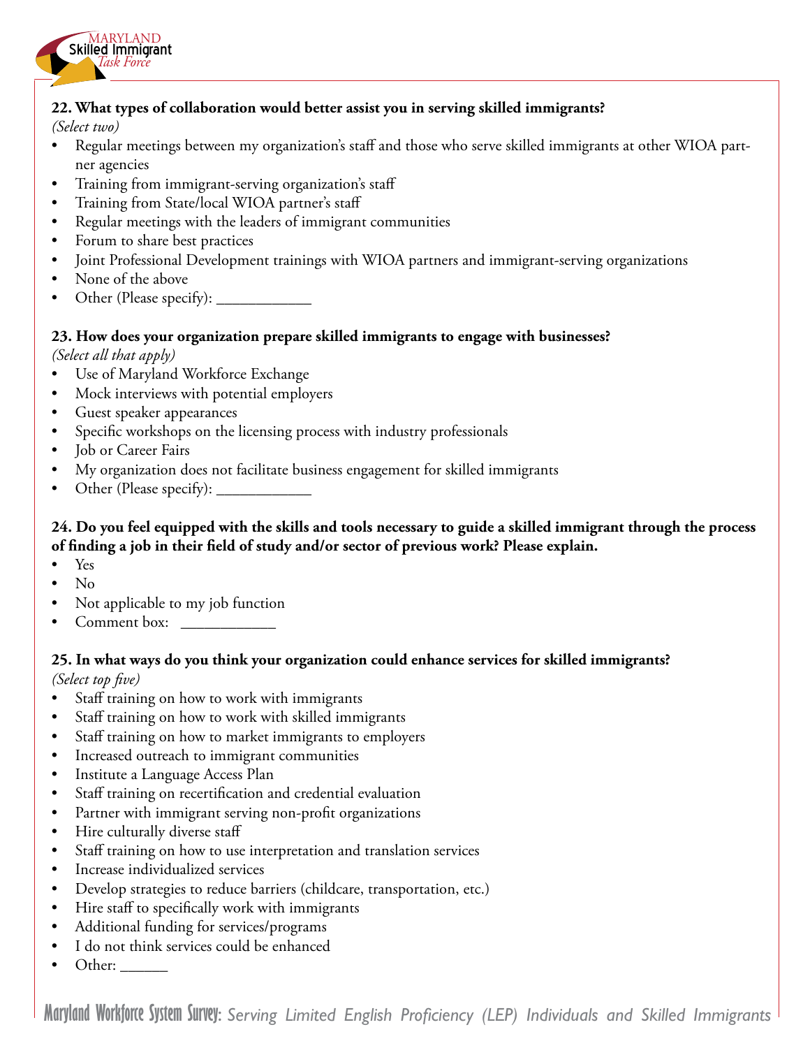**22. What types of collaboration would better assist you in serving skilled immigrants?**
*(Select two)*

- Regular meetings between my organization's staff and those who serve skilled immigrants at other WIOA partner agencies
- Training from immigrant-serving organization's staff
- Training from State/local WIOA partner's staff
- Regular meetings with the leaders of immigrant communities
- Forum to share best practices
- Joint Professional Development trainings with WIOA partners and immigrant-serving organizations
- None of the above
- Other (Please specify): ____________

**23. How does your organization prepare skilled immigrants to engage with businesses?**
*(Select all that apply)*

- Use of Maryland Workforce Exchange
- Mock interviews with potential employers
- Guest speaker appearances
- Specific workshops on the licensing process with industry professionals
- Job or Career Fairs
- My organization does not facilitate business engagement for skilled immigrants
- Other (Please specify): ____________

**24. Do you feel equipped with the skills and tools necessary to guide a skilled immigrant through the process of finding a job in their field of study and/or sector of previous work? Please explain.**

- Yes
- No
- Not applicable to my job function
- Comment box: ____________

**25. In what ways do you think your organization could enhance services for skilled immigrants?**
*(Select top five)*

- Staff training on how to work with immigrants
- Staff training on how to work with skilled immigrants
- Staff training on how to market immigrants to employers
- Increased outreach to immigrant communities
- Institute a Language Access Plan
- Staff training on recertification and credential evaluation
- Partner with immigrant serving non-profit organizations
- Hire culturally diverse staff
- Staff training on how to use interpretation and translation services
- Increase individualized services
- Develop strategies to reduce barriers (childcare, transportation, etc.)
- Hire staff to specifically work with immigrants
- Additional funding for services/programs
- I do not think services could be enhanced
- Other: ______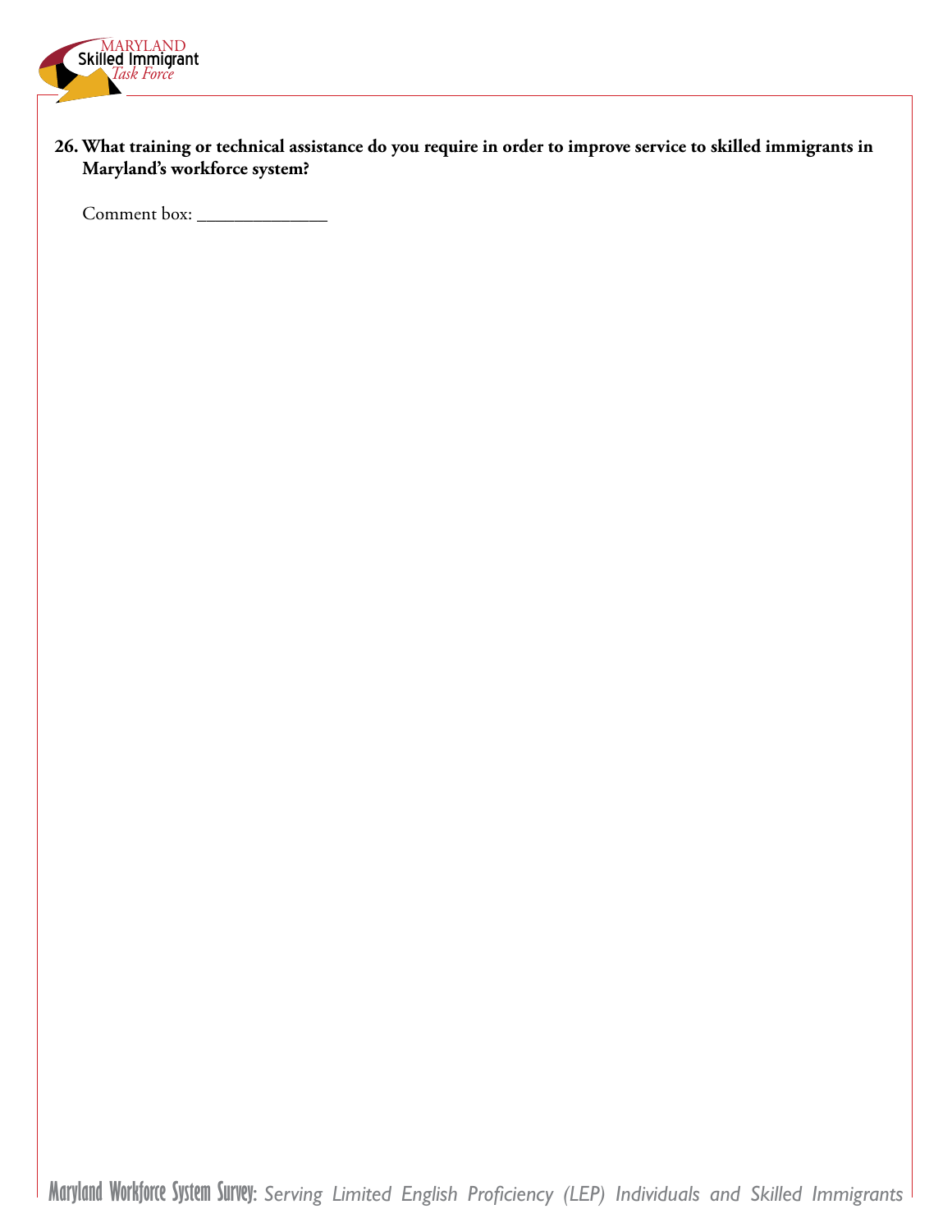**26. What training or technical assistance do you require in order to improve service to skilled immigrants in Maryland's workforce system?**

Comment box: _______________